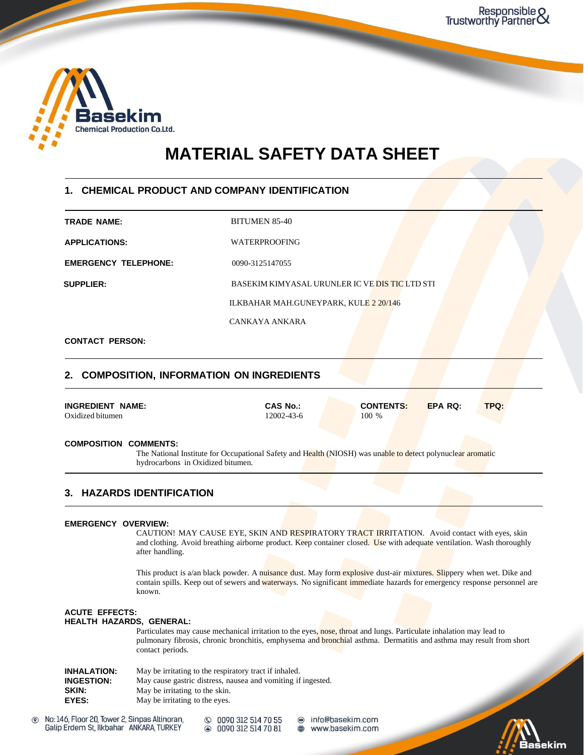# MATERIAL SAFETY DATA SHEET

## 1. CHEMICAL PRODUCT AND COMPANY IDENTIFICATION

**TRADE NAME:** BITUMEN 85-40

**APPLICATIONS:** WATERPROOFING

**EMERGENCY TELEPHONE:** 0090-3125147055

**SUPPLIER:** BASEKIM KIMYASAL URUNLER IC VE DIS TIC LTD STI
ILKBAHAR MAH.GUNEYPARK, KULE 2 20/146
CANKAYA ANKARA

**CONTACT PERSON:**

## 2. COMPOSITION, INFORMATION ON INGREDIENTS

| INGREDIENT NAME: | CAS No.: | CONTENTS: | EPA RQ: | TPQ: |
|---|---|---|---|---|
| Oxidized bitumen | 12002-43-6 | 100 % | | |

**COMPOSITION COMMENTS:**
The National Institute for Occupational Safety and Health (NIOSH) was unable to detect polynuclear aromatic hydrocarbons in Oxidized bitumen.

## 3. HAZARDS IDENTIFICATION

**EMERGENCY OVERVIEW:**
CAUTION! MAY CAUSE EYE, SKIN AND RESPIRATORY TRACT IRRITATION. Avoid contact with eyes, skin and clothing. Avoid breathing airborne product. Keep container closed. Use with adequate ventilation. Wash thoroughly after handling.

This product is a/an black powder. A nuisance dust. May form explosive dust-air mixtures. Slippery when wet. Dike and contain spills. Keep out of sewers and waterways. No significant immediate hazards for emergency response personnel are known.

**ACUTE EFFECTS:**
**HEALTH HAZARDS, GENERAL:**
Particulates may cause mechanical irritation to the eyes, nose, throat and lungs. Particulate inhalation may lead to pulmonary fibrosis, chronic bronchitis, emphysema and bronchial asthma. Dermatitis and asthma may result from short contact periods.

**INHALATION:** May be irritating to the respiratory tract if inhaled.
**INGESTION:** May cause gastric distress, nausea and vomiting if ingested.
**SKIN:** May be irritating to the skin.
**EYES:** May be irritating to the eyes.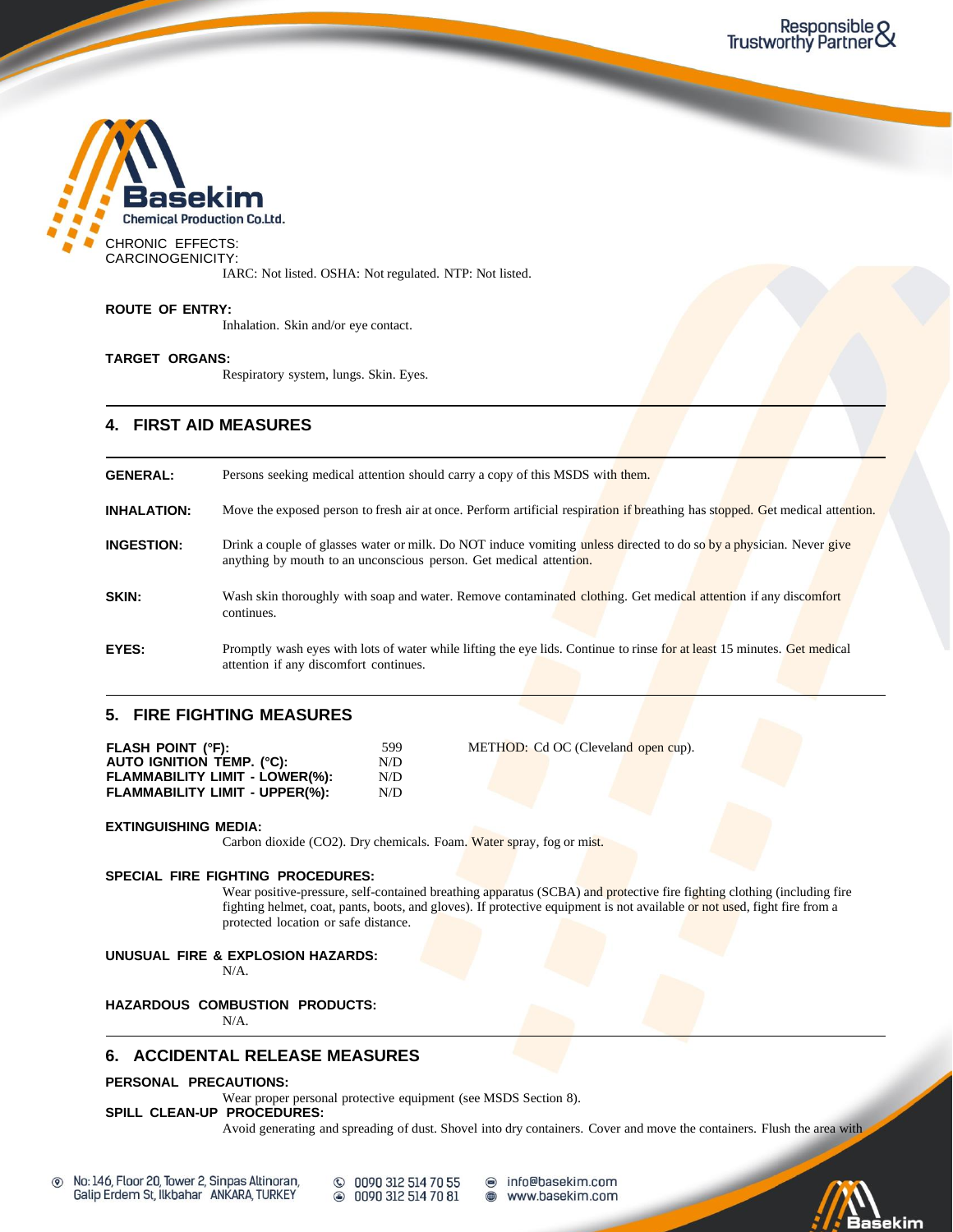CHRONIC EFFECTS:
CARCINOGENICITY:

IARC: Not listed. OSHA: Not regulated. NTP: Not listed.

**ROUTE OF ENTRY:**

Inhalation. Skin and/or eye contact.

**TARGET ORGANS:**

Respiratory system, lungs. Skin. Eyes.

## 4. FIRST AID MEASURES

**GENERAL:** Persons seeking medical attention should carry a copy of this MSDS with them.

**INHALATION:** Move the exposed person to fresh air at once. Perform artificial respiration if breathing has stopped. Get medical attention.

**INGESTION:** Drink a couple of glasses water or milk. Do NOT induce vomiting unless directed to do so by a physician. Never give anything by mouth to an unconscious person. Get medical attention.

**SKIN:** Wash skin thoroughly with soap and water. Remove contaminated clothing. Get medical attention if any discomfort continues.

**EYES:** Promptly wash eyes with lots of water while lifting the eye lids. Continue to rinse for at least 15 minutes. Get medical attention if any discomfort continues.

## 5. FIRE FIGHTING MEASURES

| | | |
|---|---|---|
| **FLASH POINT (°F):** | 599 | METHOD: Cd OC (Cleveland open cup). |
| **AUTO IGNITION TEMP. (°C):** | N/D | |
| **FLAMMABILITY LIMIT - LOWER(%):** | N/D | |
| **FLAMMABILITY LIMIT - UPPER(%):** | N/D | |

**EXTINGUISHING MEDIA:**

Carbon dioxide ($CO_2$). Dry chemicals. Foam. Water spray, fog or mist.

**SPECIAL FIRE FIGHTING PROCEDURES:**

Wear positive-pressure, self-contained breathing apparatus (SCBA) and protective fire fighting clothing (including fire fighting helmet, coat, pants, boots, and gloves). If protective equipment is not available or not used, fight fire from a protected location or safe distance.

**UNUSUAL FIRE & EXPLOSION HAZARDS:**

N/A.

**HAZARDOUS COMBUSTION PRODUCTS:**

N/A.

## 6. ACCIDENTAL RELEASE MEASURES

**PERSONAL PRECAUTIONS:**

Wear proper personal protective equipment (see MSDS Section 8).

**SPILL CLEAN-UP PROCEDURES:**

Avoid generating and spreading of dust. Shovel into dry containers. Cover and move the containers. Flush the area with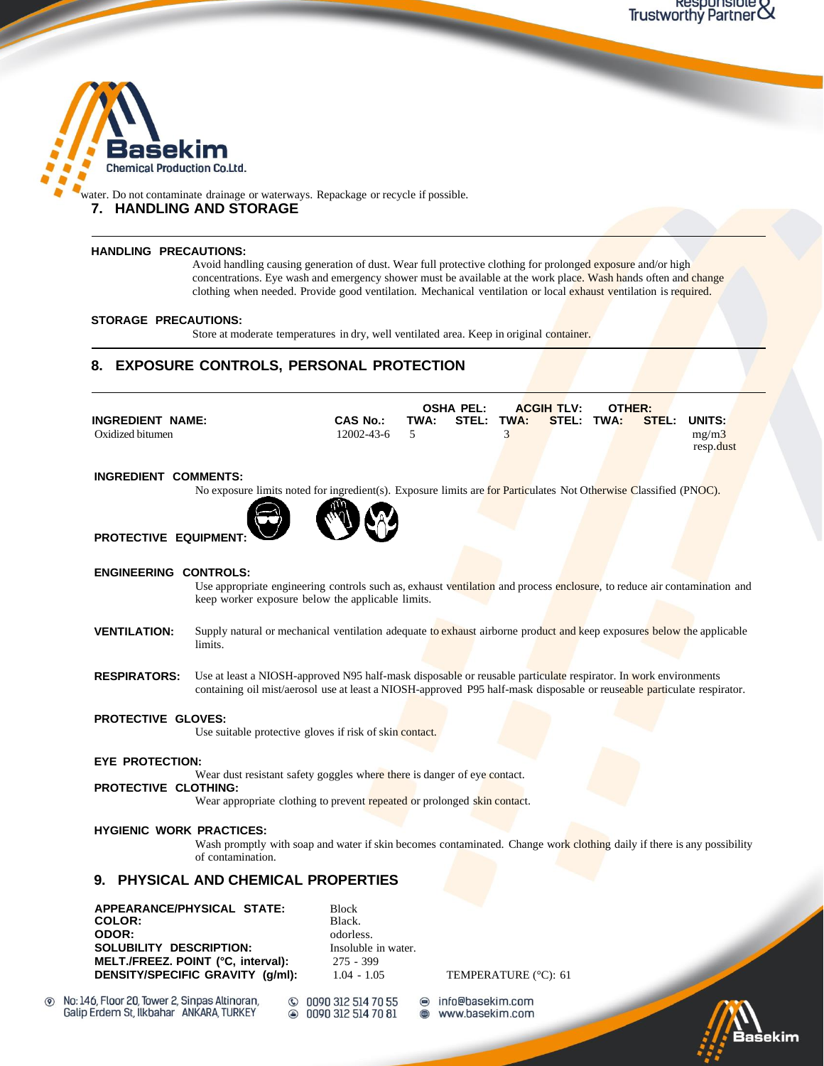water. Do not contaminate drainage or waterways. Repackage or recycle if possible.

## 7. HANDLING AND STORAGE

**HANDLING PRECAUTIONS:**

Avoid handling causing generation of dust. Wear full protective clothing for prolonged exposure and/or high concentrations. Eye wash and emergency shower must be available at the work place. Wash hands often and change clothing when needed. Provide good ventilation. Mechanical ventilation or local exhaust ventilation is required.

**STORAGE PRECAUTIONS:**

Store at moderate temperatures in dry, well ventilated area. Keep in original container.

## 8. EXPOSURE CONTROLS, PERSONAL PROTECTION

| INGREDIENT NAME: | CAS No.: | OSHA PEL: | | ACGIH TLV: | | OTHER: | | UNITS: |
|---|---|---|---|---|---|---|---|---|
| | | TWA: | STEL: | TWA: | STEL: | TWA: | STEL: | |
| Oxidized bitumen | 12002-43-6 | 5 | | 3 | | | | mg/m3 resp.dust |

**INGREDIENT COMMENTS:**

No exposure limits noted for ingredient(s). Exposure limits are for Particulates Not Otherwise Classified (PNOC).

**PROTECTIVE EQUIPMENT:**

**ENGINEERING CONTROLS:**

Use appropriate engineering controls such as, exhaust ventilation and process enclosure, to reduce air contamination and keep worker exposure below the applicable limits.

**VENTILATION:** Supply natural or mechanical ventilation adequate to exhaust airborne product and keep exposures below the applicable limits.

**RESPIRATORS:** Use at least a NIOSH-approved N95 half-mask disposable or reusable particulate respirator. In work environments containing oil mist/aerosol use at least a NIOSH-approved P95 half-mask disposable or reuseable particulate respirator.

**PROTECTIVE GLOVES:**

Use suitable protective gloves if risk of skin contact.

**EYE PROTECTION:**

Wear dust resistant safety goggles where there is danger of eye contact.

**PROTECTIVE CLOTHING:**

Wear appropriate clothing to prevent repeated or prolonged skin contact.

**HYGIENIC WORK PRACTICES:**

Wash promptly with soap and water if skin becomes contaminated. Change work clothing daily if there is any possibility of contamination.

## 9. PHYSICAL AND CHEMICAL PROPERTIES

**APPEARANCE/PHYSICAL STATE:** Block
**COLOR:** Black.
**ODOR:** odorless.
**SOLUBILITY DESCRIPTION:** Insoluble in water.
**MELT./FREEZ. POINT (°C, interval):** 275 - 399
**DENSITY/SPECIFIC GRAVITY (g/ml):** 1.04 - 1.05 TEMPERATURE (°C): 61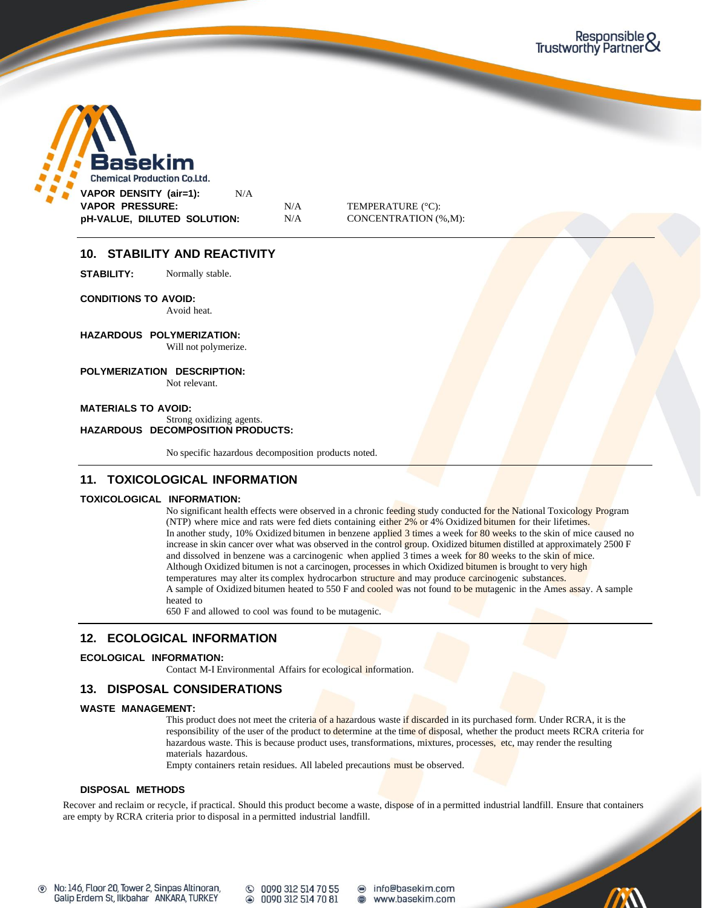| | | | |
|---|---|---|---|
| **VAPOR DENSITY (air=1):** | N/A | | |
| **VAPOR PRESSURE:** | N/A | TEMPERATURE (°C): | |
| **pH-VALUE, DILUTED SOLUTION:** | N/A | CONCENTRATION (%,M): | |

## 10. STABILITY AND REACTIVITY

**STABILITY:** Normally stable.

**CONDITIONS TO AVOID:**
Avoid heat.

**HAZARDOUS POLYMERIZATION:**
Will not polymerize.

**POLYMERIZATION DESCRIPTION:**
Not relevant.

**MATERIALS TO AVOID:**
Strong oxidizing agents.

**HAZARDOUS DECOMPOSITION PRODUCTS:**

No specific hazardous decomposition products noted.

## 11. TOXICOLOGICAL INFORMATION

**TOXICOLOGICAL INFORMATION:**

No significant health effects were observed in a chronic feeding study conducted for the National Toxicology Program (NTP) where mice and rats were fed diets containing either 2% or 4% Oxidized bitumen for their lifetimes.
In another study, 10% Oxidized bitumen in benzene applied 3 times a week for 80 weeks to the skin of mice caused no increase in skin cancer over what was observed in the control group. Oxidized bitumen distilled at approximately 2500 F and dissolved in benzene was a carcinogenic when applied 3 times a week for 80 weeks to the skin of mice.
Although Oxidized bitumen is not a carcinogen, processes in which Oxidized bitumen is brought to very high temperatures may alter its complex hydrocarbon structure and may produce carcinogenic substances.
A sample of Oxidized bitumen heated to 550 F and cooled was not found to be mutagenic in the Ames assay. A sample heated to
650 F and allowed to cool was found to be mutagenic.

## 12. ECOLOGICAL INFORMATION

**ECOLOGICAL INFORMATION:**

Contact M-I Environmental Affairs for ecological information.

## 13. DISPOSAL CONSIDERATIONS

**WASTE MANAGEMENT:**

This product does not meet the criteria of a hazardous waste if discarded in its purchased form. Under RCRA, it is the responsibility of the user of the product to determine at the time of disposal, whether the product meets RCRA criteria for hazardous waste. This is because product uses, transformations, mixtures, processes, etc, may render the resulting materials hazardous.
Empty containers retain residues. All labeled precautions must be observed.

**DISPOSAL METHODS**

Recover and reclaim or recycle, if practical. Should this product become a waste, dispose of in a permitted industrial landfill. Ensure that containers are empty by RCRA criteria prior to disposal in a permitted industrial landfill.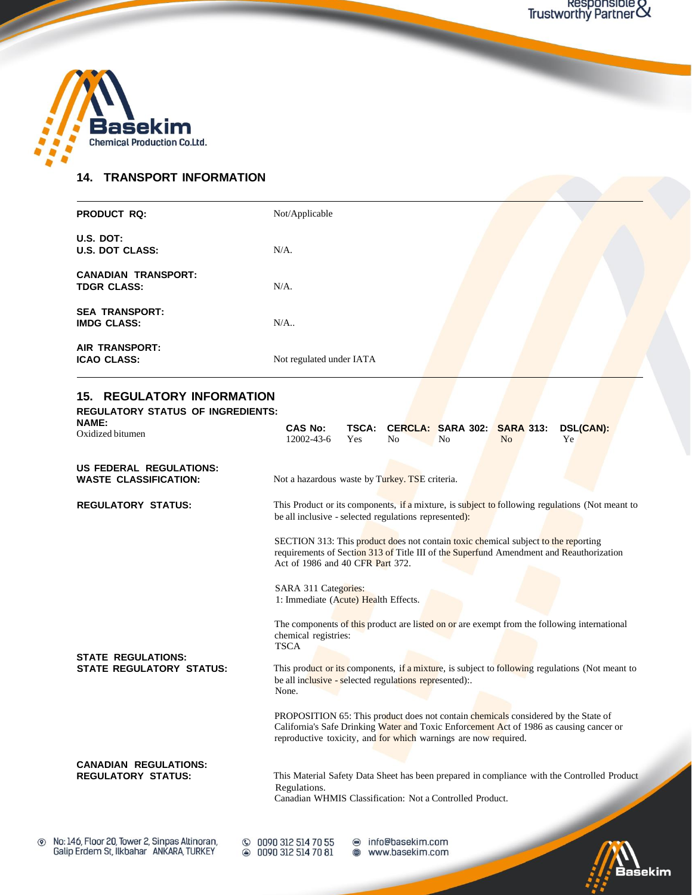## 14. TRANSPORT INFORMATION

| | |
|---|---|
| **PRODUCT RQ:** | Not/Applicable |
| **U.S. DOT:**<br>**U.S. DOT CLASS:** | N/A. |
| **CANADIAN TRANSPORT:**<br>**TDGR CLASS:** | N/A. |
| **SEA TRANSPORT:**<br>**IMDG CLASS:** | N/A.. |
| **AIR TRANSPORT:**<br>**ICAO CLASS:** | Not regulated under IATA |

## 15. REGULATORY INFORMATION

**REGULATORY STATUS OF INGREDIENTS:**

| NAME: | CAS No: | TSCA: | CERCLA: | SARA 302: | SARA 313: | DSL(CAN): |
|---|---|---|---|---|---|---|
| Oxidized bitumen | 12002-43-6 | Yes | No | No | No | Ye |

**US FEDERAL REGULATIONS:**

**WASTE CLASSIFICATION:** Not a hazardous waste by Turkey. TSE criteria.

**REGULATORY STATUS:** This Product or its components, if a mixture, is subject to following regulations (Not meant to be all inclusive - selected regulations represented):

SECTION 313: This product does not contain toxic chemical subject to the reporting requirements of Section 313 of Title III of the Superfund Amendment and Reauthorization Act of 1986 and 40 CFR Part 372.

SARA 311 Categories:
1: Immediate (Acute) Health Effects.

The components of this product are listed on or are exempt from the following international chemical registries:
TSCA

**STATE REGULATIONS:**

**STATE REGULATORY STATUS:** This product or its components, if a mixture, is subject to following regulations (Not meant to be all inclusive - selected regulations represented):.
None.

PROPOSITION 65: This product does not contain chemicals considered by the State of California's Safe Drinking Water and Toxic Enforcement Act of 1986 as causing cancer or reproductive toxicity, and for which warnings are now required.

**CANADIAN REGULATIONS:**

**REGULATORY STATUS:** This Material Safety Data Sheet has been prepared in compliance with the Controlled Product Regulations.
Canadian WHMIS Classification: Not a Controlled Product.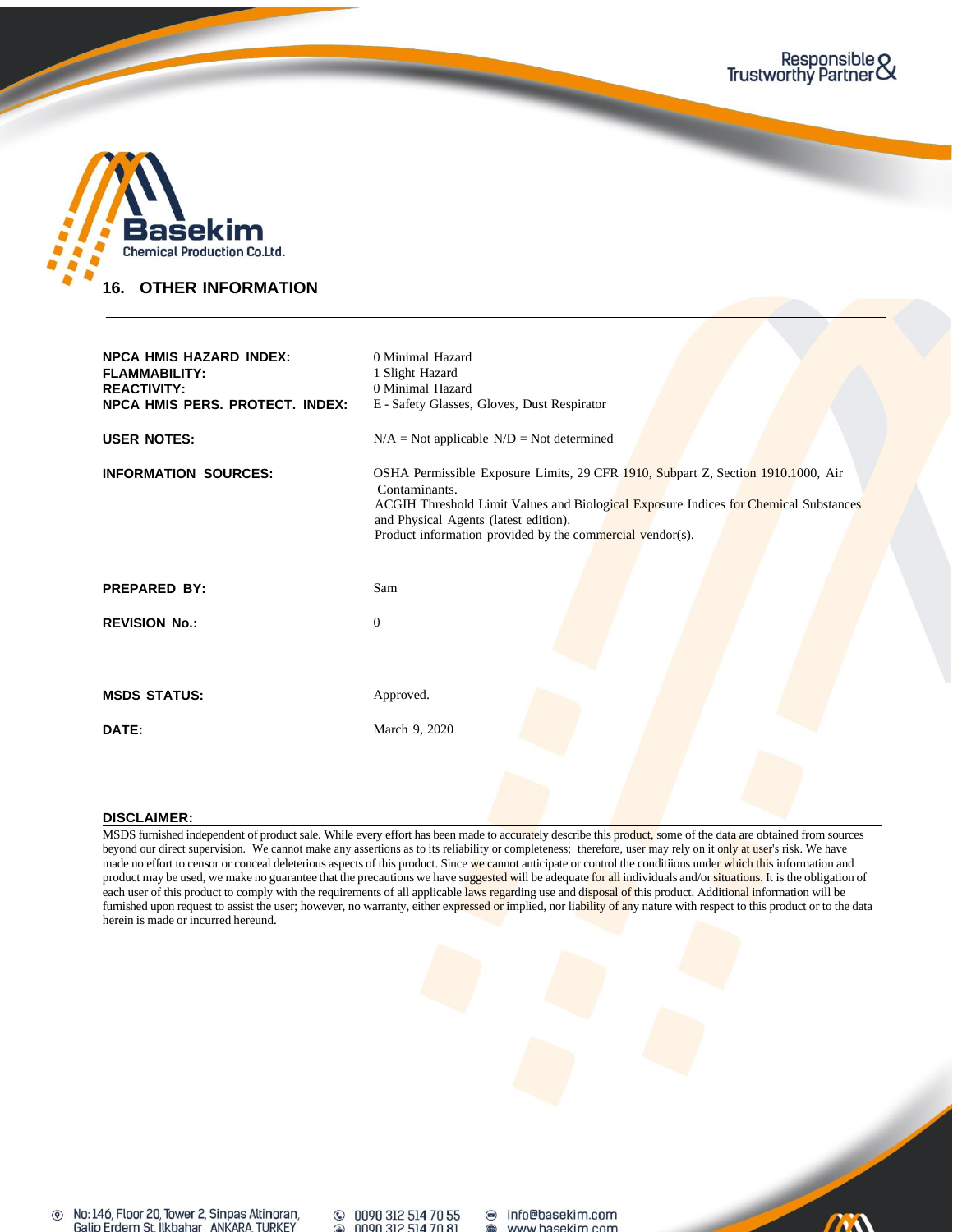## 16. OTHER INFORMATION

| | |
|---|---|
| **NPCA HMIS HAZARD INDEX:** | 0 Minimal Hazard |
| **FLAMMABILITY:** | 1 Slight Hazard |
| **REACTIVITY:** | 0 Minimal Hazard |
| **NPCA HMIS PERS. PROTECT. INDEX:** | E - Safety Glasses, Gloves, Dust Respirator |
| **USER NOTES:** | N/A = Not applicable N/D = Not determined |
| **INFORMATION SOURCES:** | OSHA Permissible Exposure Limits, 29 CFR 1910, Subpart Z, Section 1910.1000, Air Contaminants. ACGIH Threshold Limit Values and Biological Exposure Indices for Chemical Substances and Physical Agents (latest edition). Product information provided by the commercial vendor(s). |
| **PREPARED BY:** | Sam |
| **REVISION No.:** | 0 |
| **MSDS STATUS:** | Approved. |
| **DATE:** | March 9, 2020 |

**DISCLAIMER:**

MSDS furnished independent of product sale. While every effort has been made to accurately describe this product, some of the data are obtained from sources beyond our direct supervision. We cannot make any assertions as to its reliability or completeness; therefore, user may rely on it only at user's risk. We have made no effort to censor or conceal deleterious aspects of this product. Since we cannot anticipate or control the conditiions under which this information and product may be used, we make no guarantee that the precautions we have suggested will be adequate for all individuals and/or situations. It is the obligation of each user of this product to comply with the requirements of all applicable laws regarding use and disposal of this product. Additional information will be furnished upon request to assist the user; however, no warranty, either expressed or implied, nor liability of any nature with respect to this product or to the data herein is made or incurred hereund.